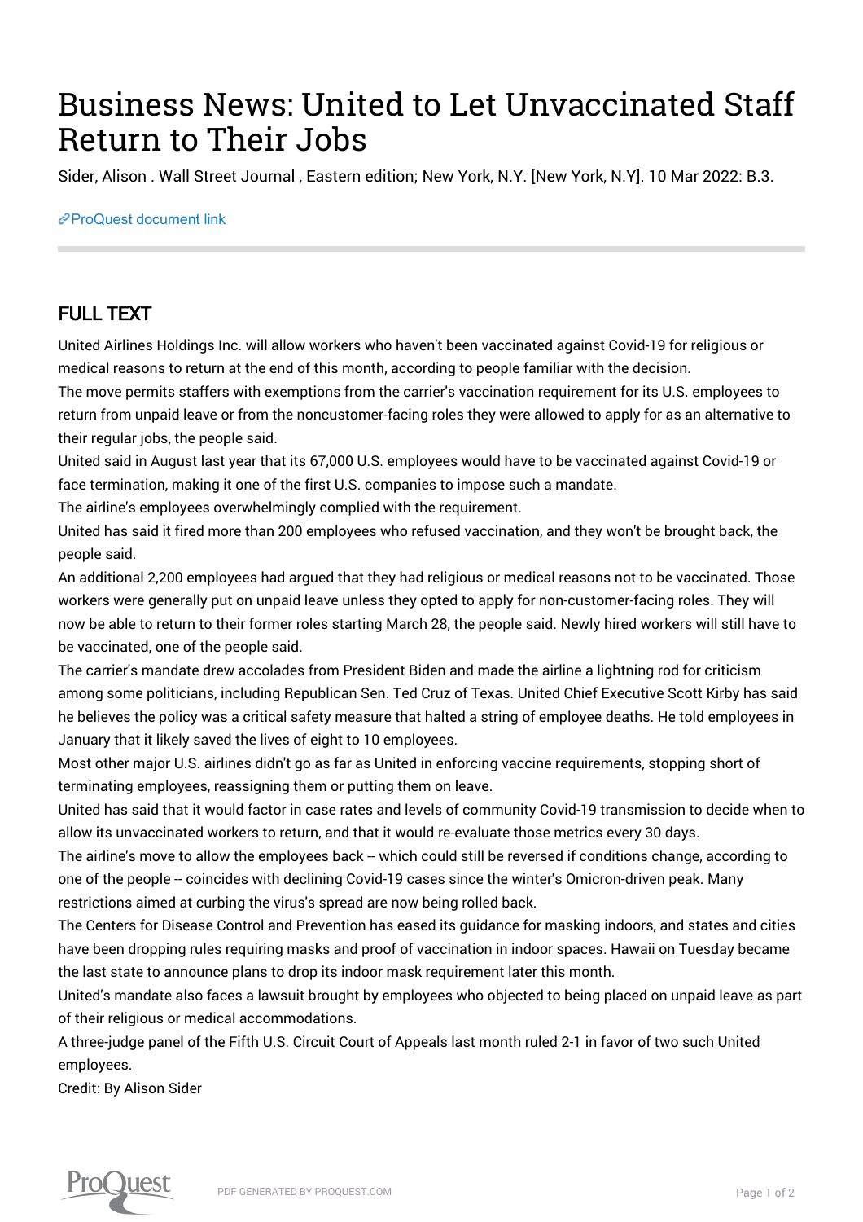# Business News: United to Let Unvaccinated Staff Return to Their Jobs

Sider, Alison . Wall Street Journal , Eastern edition; New York, N.Y. [New York, N.Y]. 10 Mar 2022: B.3.

ProQuest document link

## FULL TEXT

United Airlines Holdings Inc. will allow workers who haven't been vaccinated against Covid-19 for religious or medical reasons to return at the end of this month, according to people familiar with the decision.

The move permits staffers with exemptions from the carrier's vaccination requirement for its U.S. employees to return from unpaid leave or from the noncustomer-facing roles they were allowed to apply for as an alternative to their regular jobs, the people said.

United said in August last year that its 67,000 U.S. employees would have to be vaccinated against Covid-19 or face termination, making it one of the first U.S. companies to impose such a mandate.

The airline's employees overwhelmingly complied with the requirement.

United has said it fired more than 200 employees who refused vaccination, and they won't be brought back, the people said.

An additional 2,200 employees had argued that they had religious or medical reasons not to be vaccinated. Those workers were generally put on unpaid leave unless they opted to apply for non-customer-facing roles. They will now be able to return to their former roles starting March 28, the people said. Newly hired workers will still have to be vaccinated, one of the people said.

The carrier's mandate drew accolades from President Biden and made the airline a lightning rod for criticism among some politicians, including Republican Sen. Ted Cruz of Texas. United Chief Executive Scott Kirby has said he believes the policy was a critical safety measure that halted a string of employee deaths. He told employees in January that it likely saved the lives of eight to 10 employees.

Most other major U.S. airlines didn't go as far as United in enforcing vaccine requirements, stopping short of terminating employees, reassigning them or putting them on leave.

United has said that it would factor in case rates and levels of community Covid-19 transmission to decide when to allow its unvaccinated workers to return, and that it would re-evaluate those metrics every 30 days.

The airline's move to allow the employees back -- which could still be reversed if conditions change, according to one of the people -- coincides with declining Covid-19 cases since the winter's Omicron-driven peak. Many restrictions aimed at curbing the virus's spread are now being rolled back.

The Centers for Disease Control and Prevention has eased its guidance for masking indoors, and states and cities have been dropping rules requiring masks and proof of vaccination in indoor spaces. Hawaii on Tuesday became the last state to announce plans to drop its indoor mask requirement later this month.

United's mandate also faces a lawsuit brought by employees who objected to being placed on unpaid leave as part of their religious or medical accommodations.

A three-judge panel of the Fifth U.S. Circuit Court of Appeals last month ruled 2-1 in favor of two such United employees.

Credit: By Alison Sider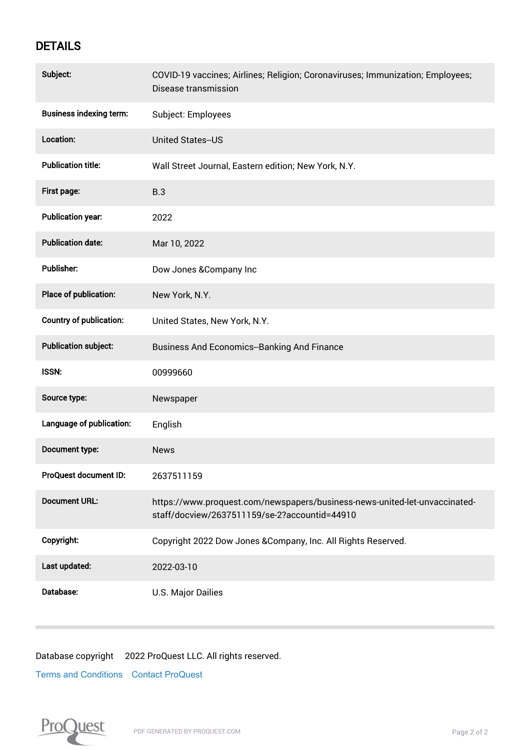## DETAILS

| | |
|---|---|
| **Subject:** | COVID-19 vaccines; Airlines; Religion; Coronaviruses; Immunization; Employees; Disease transmission |
| **Business indexing term:** | Subject: Employees |
| **Location:** | United States--US |
| **Publication title:** | Wall Street Journal, Eastern edition; New York, N.Y. |
| **First page:** | B.3 |
| **Publication year:** | 2022 |
| **Publication date:** | Mar 10, 2022 |
| **Publisher:** | Dow Jones &Company Inc |
| **Place of publication:** | New York, N.Y. |
| **Country of publication:** | United States, New York, N.Y. |
| **Publication subject:** | Business And Economics--Banking And Finance |
| **ISSN:** | 00999660 |
| **Source type:** | Newspaper |
| **Language of publication:** | English |
| **Document type:** | News |
| **ProQuest document ID:** | 2637511159 |
| **Document URL:** | https://www.proquest.com/newspapers/business-news-united-let-unvaccinated-staff/docview/2637511159/se-2?accountid=44910 |
| **Copyright:** | Copyright 2022 Dow Jones &Company, Inc. All Rights Reserved. |
| **Last updated:** | 2022-03-10 |
| **Database:** | U.S. Major Dailies |

Database copyright 2022 ProQuest LLC. All rights reserved.

Terms and Conditions Contact ProQuest